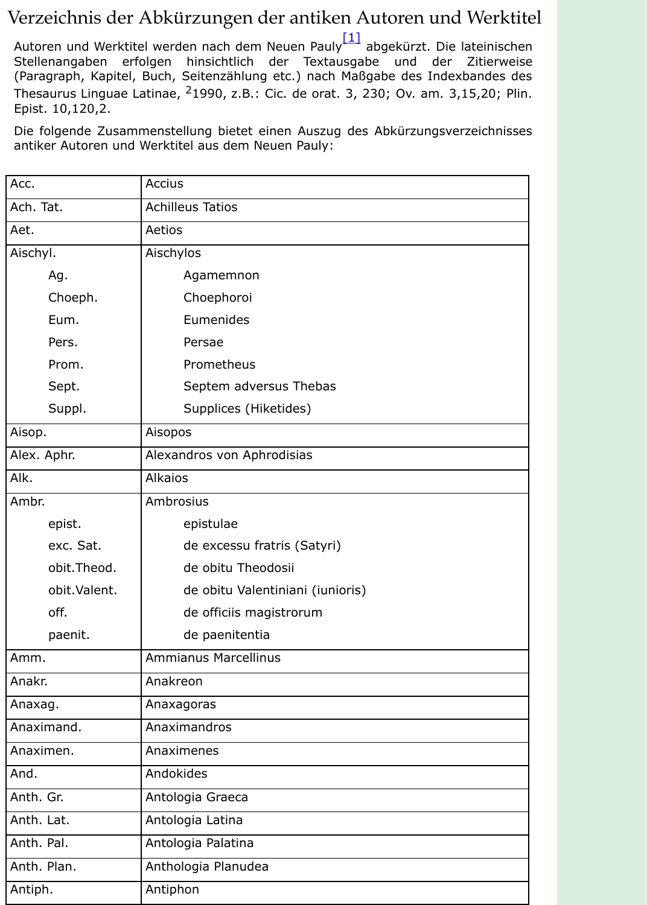# Verzeichnis der Abkürzungen der antiken Autoren und Werktitel

Autoren und Werktitel werden nach dem Neuen Pauly[1] abgekürzt. Die lateinischen Stellenangaben erfolgen hinsichtlich der Textausgabe und der Zitierweise (Paragraph, Kapitel, Buch, Seitenzählung etc.) nach Maßgabe des Indexbandes des Thesaurus Linguae Latinae, $^{2}$1990, z.B.: Cic. de orat. 3, 230; Ov. am. 3,15,20; Plin. Epist. 10,120,2.

Die folgende Zusammenstellung bietet einen Auszug des Abkürzungsverzeichnisses antiker Autoren und Werktitel aus dem Neuen Pauly:

| Abkürzung | Autor / Werk |
|---|---|
| Acc. | Accius |
| Ach. Tat. | Achilleus Tatios |
| Aet. | Aetios |
| Aischyl. | Aischylos |
| Ag. | Agamemnon |
| Choeph. | Choephoroi |
| Eum. | Eumenides |
| Pers. | Persae |
| Prom. | Prometheus |
| Sept. | Septem adversus Thebas |
| Suppl. | Supplices (Hiketides) |
| Aisop. | Aisopos |
| Alex. Aphr. | Alexandros von Aphrodisias |
| Alk. | Alkaios |
| Ambr. | Ambrosius |
| epist. | epistulae |
| exc. Sat. | de excessu fratris (Satyri) |
| obit.Theod. | de obitu Theodosii |
| obit.Valent. | de obitu Valentiniani (iunioris) |
| off. | de officiis magistrorum |
| paenit. | de paenitentia |
| Amm. | Ammianus Marcellinus |
| Anakr. | Anakreon |
| Anaxag. | Anaxagoras |
| Anaximand. | Anaximandros |
| Anaximen. | Anaximenes |
| And. | Andokides |
| Anth. Gr. | Antologia Graeca |
| Anth. Lat. | Antologia Latina |
| Anth. Pal. | Antologia Palatina |
| Anth. Plan. | Anthologia Planudea |
| Antiph. | Antiphon |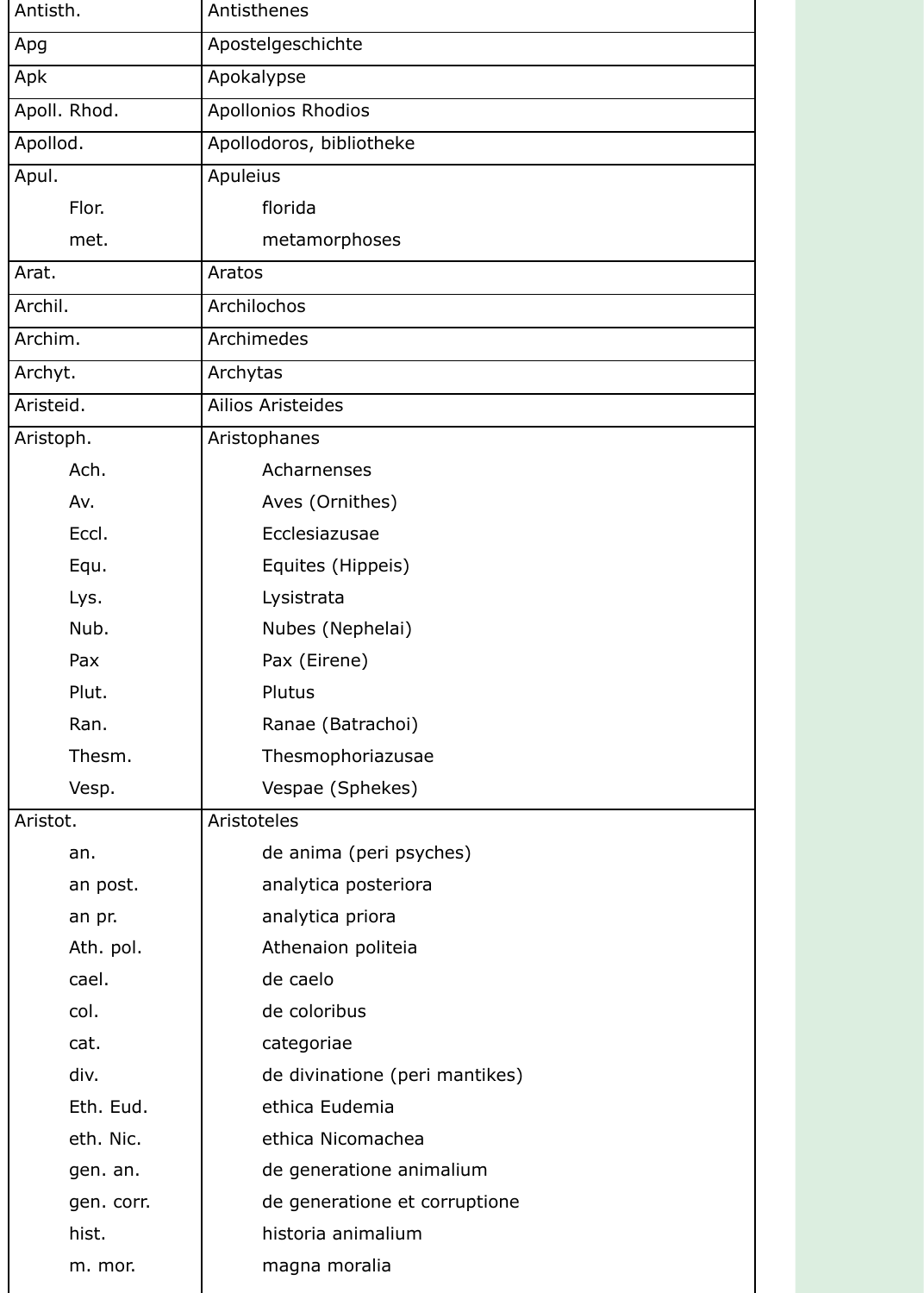| | |
|---|---|
| Antisth. | Antisthenes |
| Apg | Apostelgeschichte |
| Apk | Apokalypse |
| Apoll. Rhod. | Apollonios Rhodios |
| Apollod. | Apollodoros, bibliotheke |
| Apul. | Apuleius |
| Flor. | florida |
| met. | metamorphoses |
| Arat. | Aratos |
| Archil. | Archilochos |
| Archim. | Archimedes |
| Archyt. | Archytas |
| Aristeid. | Ailios Aristeides |
| Aristoph. | Aristophanes |
| Ach. | Acharnenses |
| Av. | Aves (Ornithes) |
| Eccl. | Ecclesiazusae |
| Equ. | Equites (Hippeis) |
| Lys. | Lysistrata |
| Nub. | Nubes (Nephelai) |
| Pax | Pax (Eirene) |
| Plut. | Plutus |
| Ran. | Ranae (Batrachoi) |
| Thesm. | Thesmophoriazusae |
| Vesp. | Vespae (Sphekes) |
| Aristot. | Aristoteles |
| an. | de anima (peri psyches) |
| an post. | analytica posteriora |
| an pr. | analytica priora |
| Ath. pol. | Athenaion politeia |
| cael. | de caelo |
| col. | de coloribus |
| cat. | categoriae |
| div. | de divinatione (peri mantikes) |
| Eth. Eud. | ethica Eudemia |
| eth. Nic. | ethica Nicomachea |
| gen. an. | de generatione animalium |
| gen. corr. | de generatione et corruptione |
| hist. | historia animalium |
| m. mor. | magna moralia |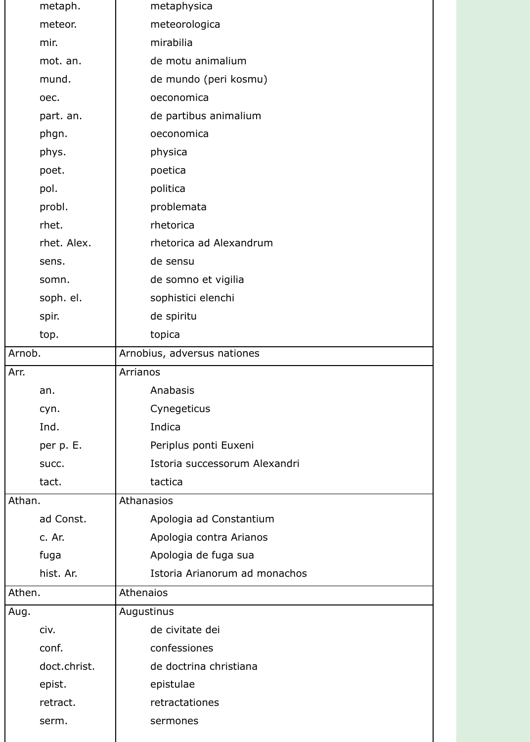| | |
|---|---|
| metaph. | metaphysica |
| meteor. | meteorologica |
| mir. | mirabilia |
| mot. an. | de motu animalium |
| mund. | de mundo (peri kosmu) |
| oec. | oeconomica |
| part. an. | de partibus animalium |
| phgn. | oeconomica |
| phys. | physica |
| poet. | poetica |
| pol. | politica |
| probl. | problemata |
| rhet. | rhetorica |
| rhet. Alex. | rhetorica ad Alexandrum |
| sens. | de sensu |
| somn. | de somno et vigilia |
| soph. el. | sophistici elenchi |
| spir. | de spiritu |
| top. | topica |
| Arnob. | Arnobius, adversus nationes |
| Arr. | Arrianos |
| an. | Anabasis |
| cyn. | Cynegeticus |
| Ind. | Indica |
| per p. E. | Periplus ponti Euxeni |
| succ. | Istoria successorum Alexandri |
| tact. | tactica |
| Athan. | Athanasios |
| ad Const. | Apologia ad Constantium |
| c. Ar. | Apologia contra Arianos |
| fuga | Apologia de fuga sua |
| hist. Ar. | Istoria Arianorum ad monachos |
| Athen. | Athenaios |
| Aug. | Augustinus |
| civ. | de civitate dei |
| conf. | confessiones |
| doct.christ. | de doctrina christiana |
| epist. | epistulae |
| retract. | retractationes |
| serm. | sermones |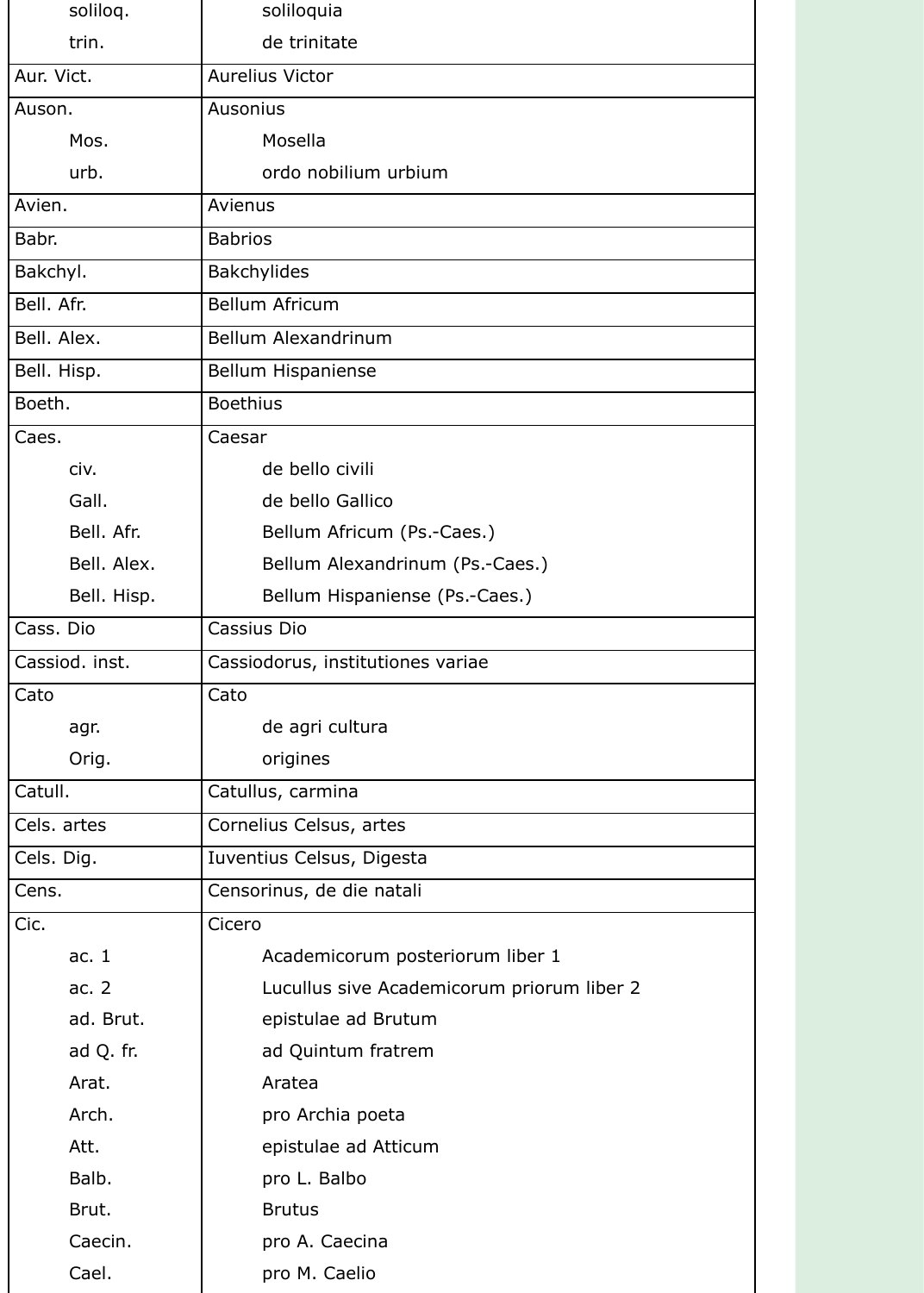| | |
|---|---|
| soliloq. | soliloquia |
| trin. | de trinitate |
| Aur. Vict. | Aurelius Victor |
| Auson. | Ausonius |
| Mos. | Mosella |
| urb. | ordo nobilium urbium |
| Avien. | Avienus |
| Babr. | Babrios |
| Bakchyl. | Bakchylides |
| Bell. Afr. | Bellum Africum |
| Bell. Alex. | Bellum Alexandrinum |
| Bell. Hisp. | Bellum Hispaniense |
| Boeth. | Boethius |
| Caes. | Caesar |
| civ. | de bello civili |
| Gall. | de bello Gallico |
| Bell. Afr. | Bellum Africum (Ps.-Caes.) |
| Bell. Alex. | Bellum Alexandrinum (Ps.-Caes.) |
| Bell. Hisp. | Bellum Hispaniense (Ps.-Caes.) |
| Cass. Dio | Cassius Dio |
| Cassiod. inst. | Cassiodorus, institutiones variae |
| Cato | Cato |
| agr. | de agri cultura |
| Orig. | origines |
| Catull. | Catullus, carmina |
| Cels. artes | Cornelius Celsus, artes |
| Cels. Dig. | Iuventius Celsus, Digesta |
| Cens. | Censorinus, de die natali |
| Cic. | Cicero |
| ac. 1 | Academicorum posteriorum liber 1 |
| ac. 2 | Lucullus sive Academicorum priorum liber 2 |
| ad. Brut. | epistulae ad Brutum |
| ad Q. fr. | ad Quintum fratrem |
| Arat. | Aratea |
| Arch. | pro Archia poeta |
| Att. | epistulae ad Atticum |
| Balb. | pro L. Balbo |
| Brut. | Brutus |
| Caecin. | pro A. Caecina |
| Cael. | pro M. Caelio |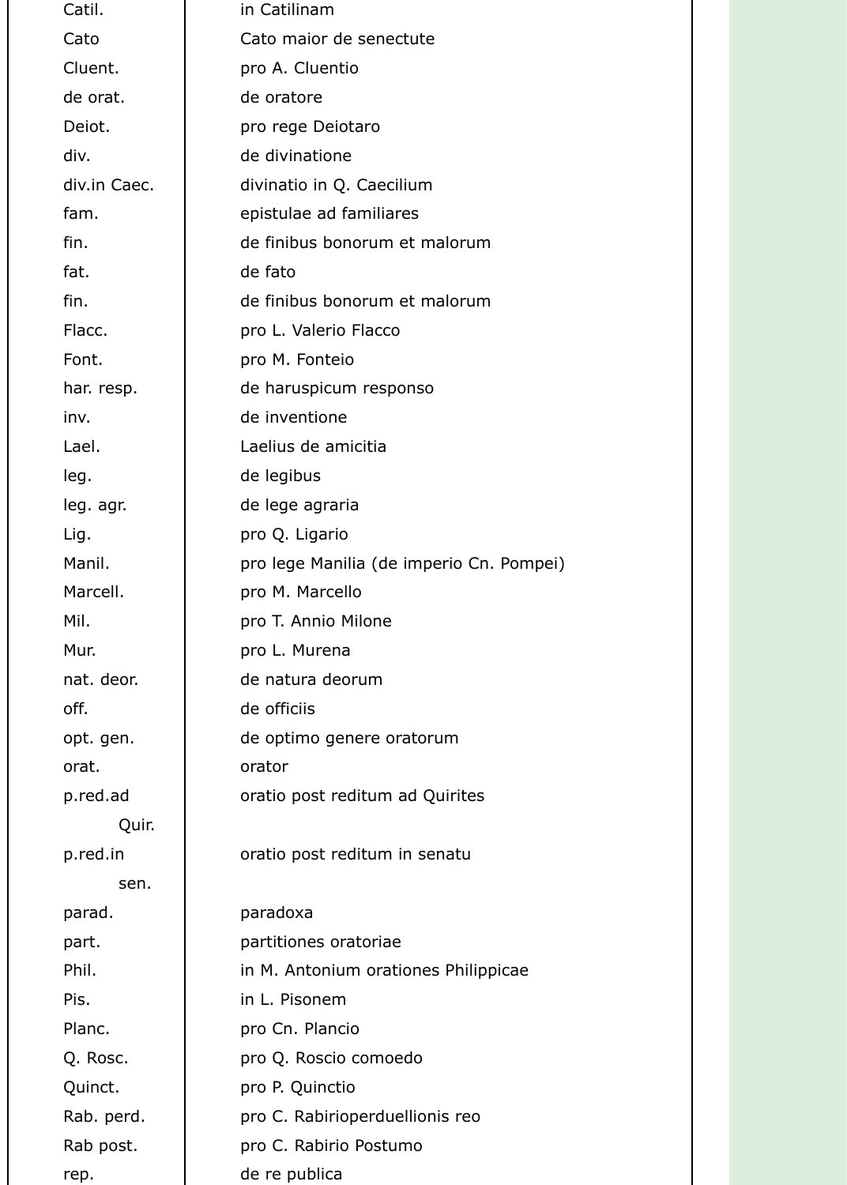| | |
|---|---|
| Catil. | in Catilinam |
| Cato | Cato maior de senectute |
| Cluent. | pro A. Cluentio |
| de orat. | de oratore |
| Deiot. | pro rege Deiotaro |
| div. | de divinatione |
| div.in Caec. | divinatio in Q. Caecilium |
| fam. | epistulae ad familiares |
| fin. | de finibus bonorum et malorum |
| fat. | de fato |
| fin. | de finibus bonorum et malorum |
| Flacc. | pro L. Valerio Flacco |
| Font. | pro M. Fonteio |
| har. resp. | de haruspicum responso |
| inv. | de inventione |
| Lael. | Laelius de amicitia |
| leg. | de legibus |
| leg. agr. | de lege agraria |
| Lig. | pro Q. Ligario |
| Manil. | pro lege Manilia (de imperio Cn. Pompei) |
| Marcell. | pro M. Marcello |
| Mil. | pro T. Annio Milone |
| Mur. | pro L. Murena |
| nat. deor. | de natura deorum |
| off. | de officiis |
| opt. gen. | de optimo genere oratorum |
| orat. | orator |
| p.red.ad Quir. | oratio post reditum ad Quirites |
| p.red.in sen. | oratio post reditum in senatu |
| parad. | paradoxa |
| part. | partitiones oratoriae |
| Phil. | in M. Antonium orationes Philippicae |
| Pis. | in L. Pisonem |
| Planc. | pro Cn. Plancio |
| Q. Rosc. | pro Q. Roscio comoedo |
| Quinct. | pro P. Quinctio |
| Rab. perd. | pro C. Rabirioperduellionis reo |
| Rab post. | pro C. Rabirio Postumo |
| rep. | de re publica |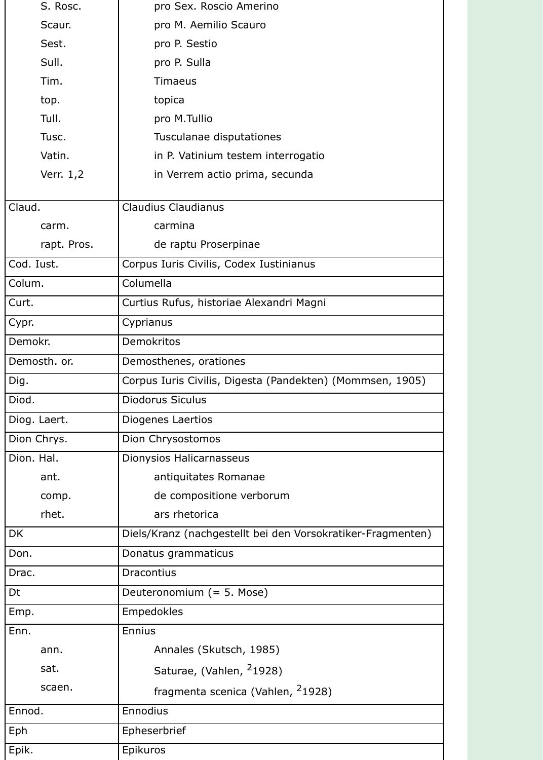| | |
|---|---|
| S. Rosc. | pro Sex. Roscio Amerino |
| Scaur. | pro M. Aemilio Scauro |
| Sest. | pro P. Sestio |
| Sull. | pro P. Sulla |
| Tim. | Timaeus |
| top. | topica |
| Tull. | pro M.Tullio |
| Tusc. | Tusculanae disputationes |
| Vatin. | in P. Vatinium testem interrogatio |
| Verr. 1,2 | in Verrem actio prima, secunda |
| Claud. | Claudius Claudianus |
| carm. | carmina |
| rapt. Pros. | de raptu Proserpinae |
| Cod. Iust. | Corpus Iuris Civilis, Codex Iustinianus |
| Colum. | Columella |
| Curt. | Curtius Rufus, historiae Alexandri Magni |
| Cypr. | Cyprianus |
| Demokr. | Demokritos |
| Demosth. or. | Demosthenes, orationes |
| Dig. | Corpus Iuris Civilis, Digesta (Pandekten) (Mommsen, 1905) |
| Diod. | Diodorus Siculus |
| Diog. Laert. | Diogenes Laertios |
| Dion Chrys. | Dion Chrysostomos |
| Dion. Hal. | Dionysios Halicarnasseus |
| ant. | antiquitates Romanae |
| comp. | de compositione verborum |
| rhet. | ars rhetorica |
| DK | Diels/Kranz (nachgestellt bei den Vorsokratiker-Fragmenten) |
| Don. | Donatus grammaticus |
| Drac. | Dracontius |
| Dt | Deuteronomium (= 5. Mose) |
| Emp. | Empedokles |
| Enn. | Ennius |
| ann. | Annales (Skutsch, 1985) |
| sat. | Saturae, (Vahlen, $^{2}$1928) |
| scaen. | fragmenta scenica (Vahlen, $^{2}$1928) |
| Ennod. | Ennodius |
| Eph | Epheserbrief |
| Epik. | Epikuros |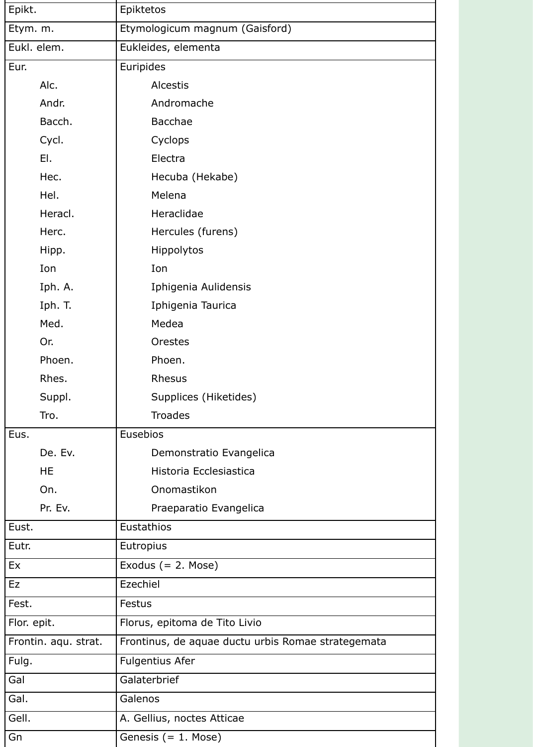| | |
|---|---|
| Epikt. | Epiktetos |
| Etym. m. | Etymologicum magnum (Gaisford) |
| Eukl. elem. | Eukleides, elementa |
| Eur. | Euripides |
| Alc. | Alcestis |
| Andr. | Andromache |
| Bacch. | Bacchae |
| Cycl. | Cyclops |
| El. | Electra |
| Hec. | Hecuba (Hekabe) |
| Hel. | Melena |
| Heracl. | Heraclidae |
| Herc. | Hercules (furens) |
| Hipp. | Hippolytos |
| Ion | Ion |
| Iph. A. | Iphigenia Aulidensis |
| Iph. T. | Iphigenia Taurica |
| Med. | Medea |
| Or. | Orestes |
| Phoen. | Phoen. |
| Rhes. | Rhesus |
| Suppl. | Supplices (Hiketides) |
| Tro. | Troades |
| Eus. | Eusebios |
| De. Ev. | Demonstratio Evangelica |
| HE | Historia Ecclesiastica |
| On. | Onomastikon |
| Pr. Ev. | Praeparatio Evangelica |
| Eust. | Eustathios |
| Eutr. | Eutropius |
| Ex | Exodus (= 2. Mose) |
| Ez | Ezechiel |
| Fest. | Festus |
| Flor. epit. | Florus, epitoma de Tito Livio |
| Frontin. aqu. strat. | Frontinus, de aquae ductu urbis Romae strategemata |
| Fulg. | Fulgentius Afer |
| Gal | Galaterbrief |
| Gal. | Galenos |
| Gell. | A. Gellius, noctes Atticae |
| Gn | Genesis (= 1. Mose) |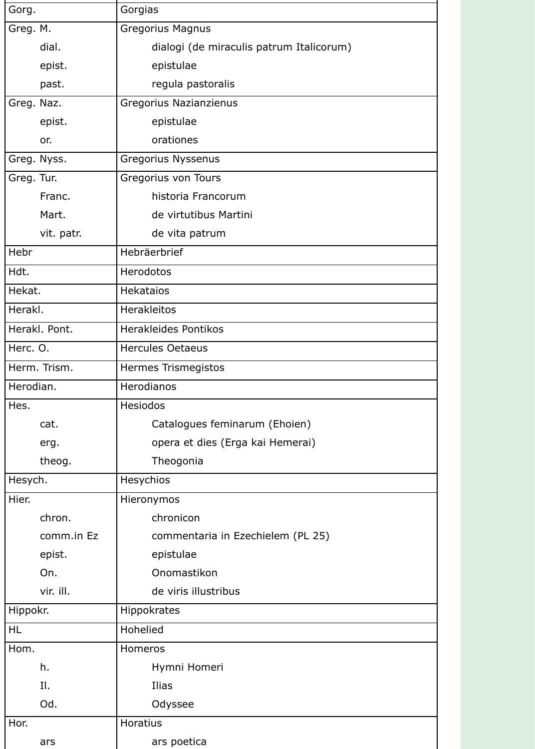| | |
|---|---|
| Gorg. | Gorgias |
| Greg. M. | Gregorius Magnus |
| dial. | dialogi (de miraculis patrum Italicorum) |
| epist. | epistulae |
| past. | regula pastoralis |
| Greg. Naz. | Gregorius Nazianzienus |
| epist. | epistulae |
| or. | orationes |
| Greg. Nyss. | Gregorius Nyssenus |
| Greg. Tur. | Gregorius von Tours |
| Franc. | historia Francorum |
| Mart. | de virtutibus Martini |
| vit. patr. | de vita patrum |
| Hebr | Hebräerbrief |
| Hdt. | Herodotos |
| Hekat. | Hekataios |
| Herakl. | Herakleitos |
| Herakl. Pont. | Herakleides Pontikos |
| Herc. O. | Hercules Oetaeus |
| Herm. Trism. | Hermes Trismegistos |
| Herodian. | Herodianos |
| Hes. | Hesiodos |
| cat. | Catalogues feminarum (Ehoien) |
| erg. | opera et dies (Erga kai Hemerai) |
| theog. | Theogonia |
| Hesych. | Hesychios |
| Hier. | Hieronymos |
| chron. | chronicon |
| comm.in Ez | commentaria in Ezechielem (PL 25) |
| epist. | epistulae |
| On. | Onomastikon |
| vir. ill. | de viris illustribus |
| Hippokr. | Hippokrates |
| HL | Hohelied |
| Hom. | Homeros |
| h. | Hymni Homeri |
| Il. | Ilias |
| Od. | Odyssee |
| Hor. | Horatius |
| ars | ars poetica |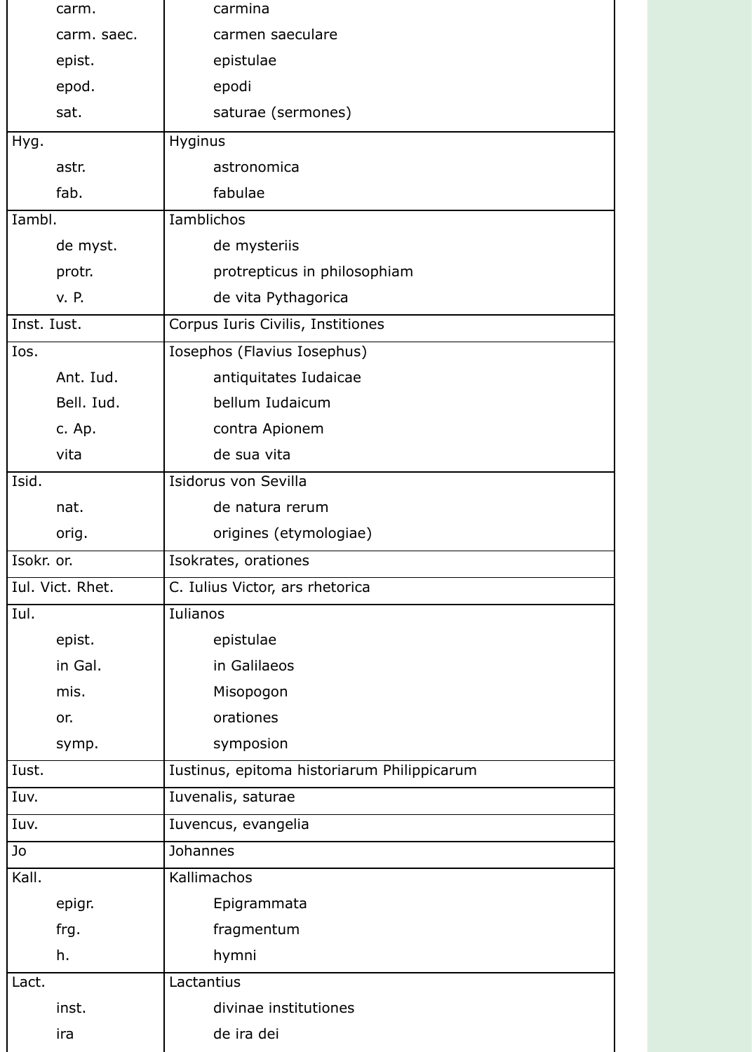| | |
|---|---|
| carm. | carmina |
| carm. saec. | carmen saeculare |
| epist. | epistulae |
| epod. | epodi |
| sat. | saturae (sermones) |
| Hyg. | Hyginus |
| astr. | astronomica |
| fab. | fabulae |
| Iambl. | Iamblichos |
| de myst. | de mysteriis |
| protr. | protrepticus in philosophiam |
| v. P. | de vita Pythagorica |
| Inst. Iust. | Corpus Iuris Civilis, Institiones |
| Ios. | Iosephos (Flavius Iosephus) |
| Ant. Iud. | antiquitates Iudaicae |
| Bell. Iud. | bellum Iudaicum |
| c. Ap. | contra Apionem |
| vita | de sua vita |
| Isid. | Isidorus von Sevilla |
| nat. | de natura rerum |
| orig. | origines (etymologiae) |
| Isokr. or. | Isokrates, orationes |
| Iul. Vict. Rhet. | C. Iulius Victor, ars rhetorica |
| Iul. | Iulianos |
| epist. | epistulae |
| in Gal. | in Galilaeos |
| mis. | Misopogon |
| or. | orationes |
| symp. | symposion |
| Iust. | Iustinus, epitoma historiarum Philippicarum |
| Iuv. | Iuvenalis, saturae |
| Iuv. | Iuvencus, evangelia |
| Jo | Johannes |
| Kall. | Kallimachos |
| epigr. | Epigrammata |
| frg. | fragmentum |
| h. | hymni |
| Lact. | Lactantius |
| inst. | divinae institutiones |
| ira | de ira dei |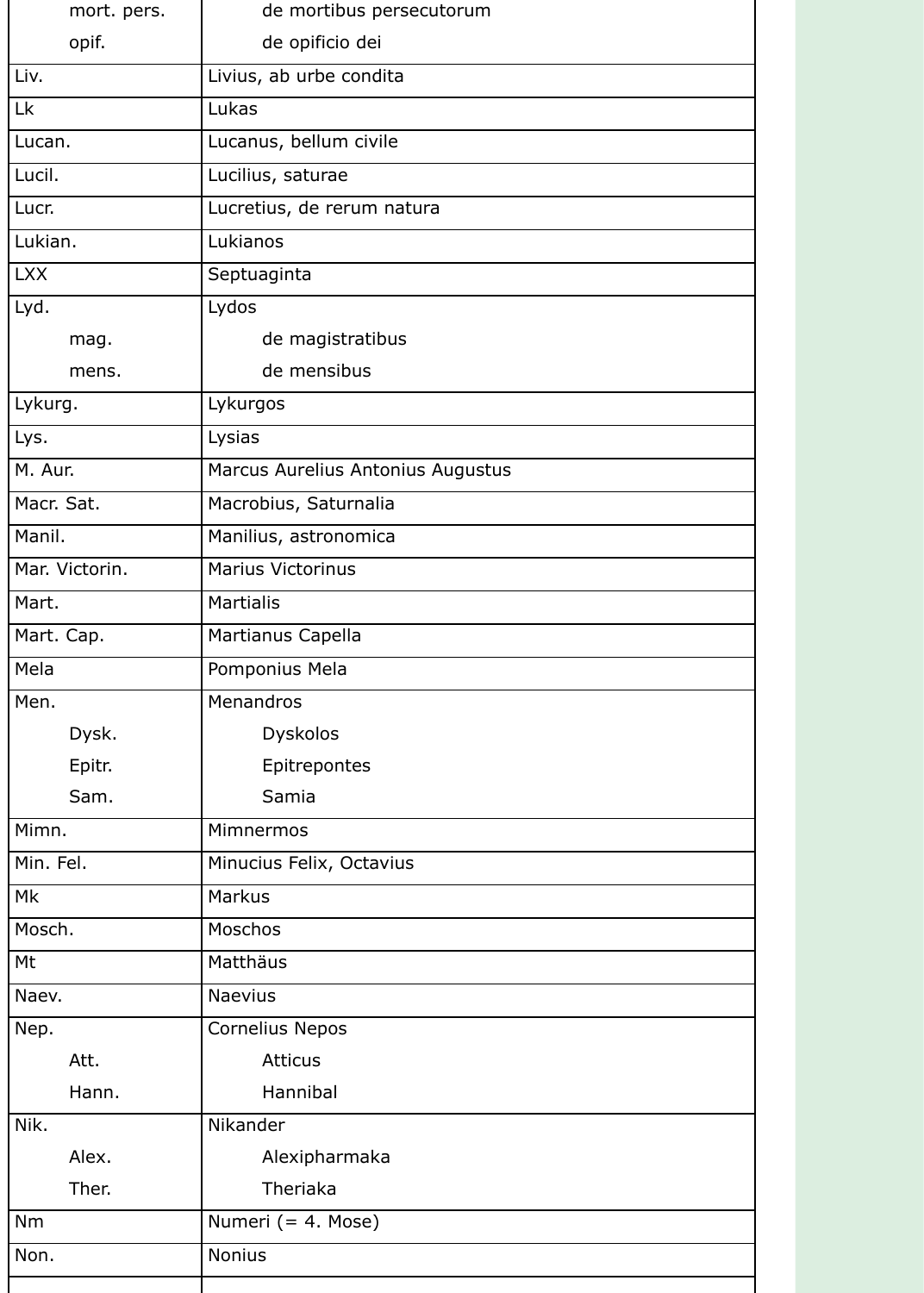| | |
|---|---|
| mort. pers. | de mortibus persecutorum |
| opif. | de opificio dei |
| Liv. | Livius, ab urbe condita |
| Lk | Lukas |
| Lucan. | Lucanus, bellum civile |
| Lucil. | Lucilius, saturae |
| Lucr. | Lucretius, de rerum natura |
| Lukian. | Lukianos |
| LXX | Septuaginta |
| Lyd. | Lydos |
| mag. | de magistratibus |
| mens. | de mensibus |
| Lykurg. | Lykurgos |
| Lys. | Lysias |
| M. Aur. | Marcus Aurelius Antonius Augustus |
| Macr. Sat. | Macrobius, Saturnalia |
| Manil. | Manilius, astronomica |
| Mar. Victorin. | Marius Victorinus |
| Mart. | Martialis |
| Mart. Cap. | Martianus Capella |
| Mela | Pomponius Mela |
| Men. | Menandros |
| Dysk. | Dyskolos |
| Epitr. | Epitrepontes |
| Sam. | Samia |
| Mimn. | Mimnermos |
| Min. Fel. | Minucius Felix, Octavius |
| Mk | Markus |
| Mosch. | Moschos |
| Mt | Matthäus |
| Naev. | Naevius |
| Nep. | Cornelius Nepos |
| Att. | Atticus |
| Hann. | Hannibal |
| Nik. | Nikander |
| Alex. | Alexipharmaka |
| Ther. | Theriaka |
| Nm | Numeri (= 4. Mose) |
| Non. | Nonius |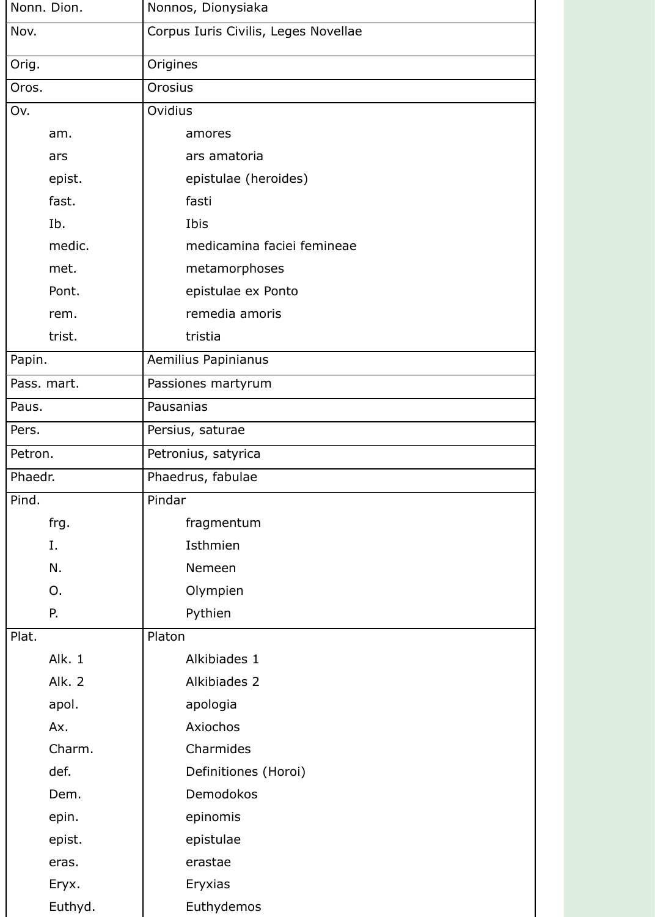| | |
|---|---|
| Nonn. Dion. | Nonnos, Dionysiaka |
| Nov. | Corpus Iuris Civilis, Leges Novellae |
| Orig. | Origines |
| Oros. | Orosius |
| Ov. | Ovidius |
| am. | amores |
| ars | ars amatoria |
| epist. | epistulae (heroides) |
| fast. | fasti |
| Ib. | Ibis |
| medic. | medicamina faciei femineae |
| met. | metamorphoses |
| Pont. | epistulae ex Ponto |
| rem. | remedia amoris |
| trist. | tristia |
| Papin. | Aemilius Papinianus |
| Pass. mart. | Passiones martyrum |
| Paus. | Pausanias |
| Pers. | Persius, saturae |
| Petron. | Petronius, satyrica |
| Phaedr. | Phaedrus, fabulae |
| Pind. | Pindar |
| frg. | fragmentum |
| I. | Isthmien |
| N. | Nemeen |
| O. | Olympien |
| P. | Pythien |
| Plat. | Platon |
| Alk. 1 | Alkibiades 1 |
| Alk. 2 | Alkibiades 2 |
| apol. | apologia |
| Ax. | Axiochos |
| Charm. | Charmides |
| def. | Definitiones (Horoi) |
| Dem. | Demodokos |
| epin. | epinomis |
| epist. | epistulae |
| eras. | erastae |
| Eryx. | Eryxias |
| Euthyd. | Euthydemos |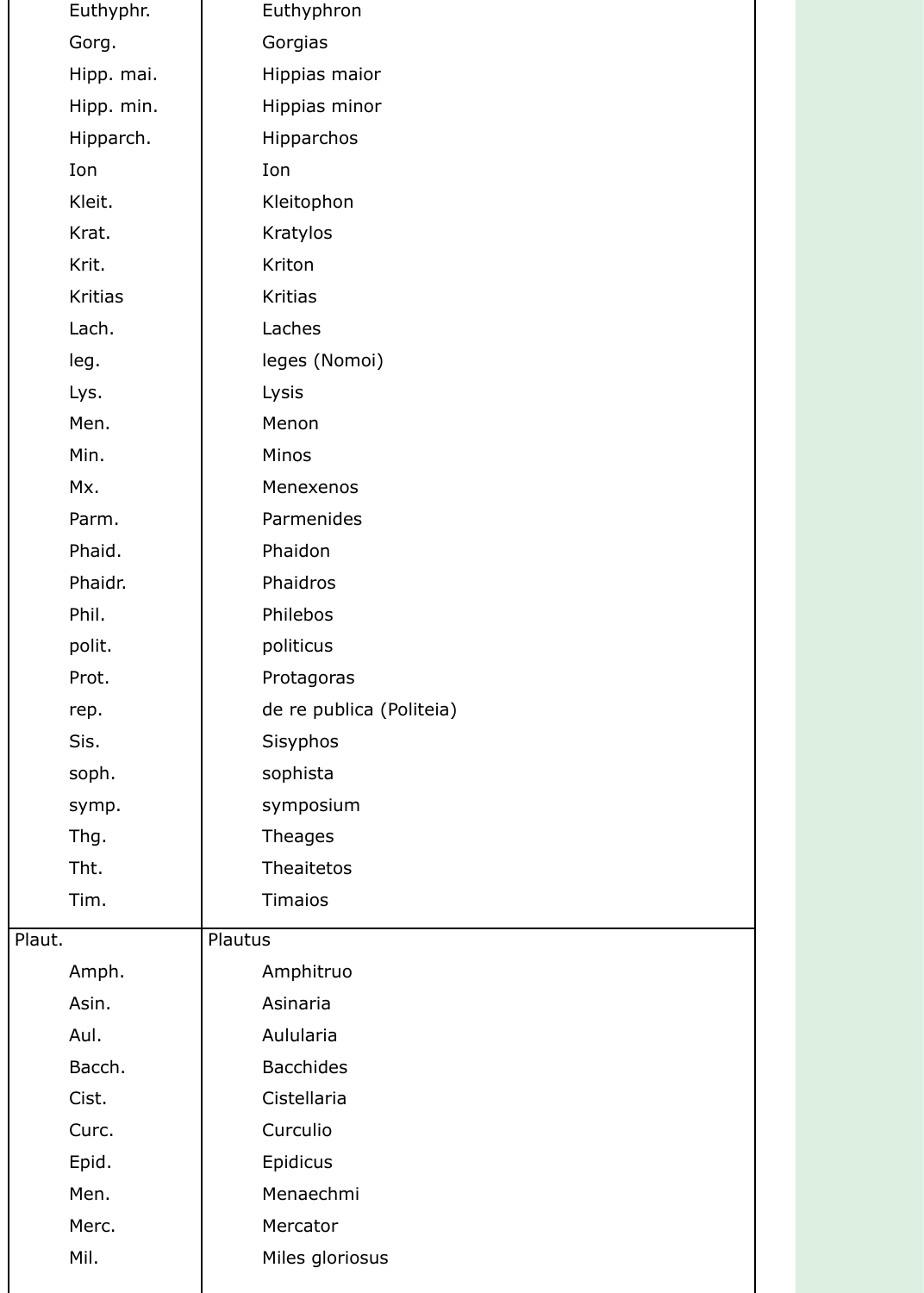| | |
|---|---|
| Euthyphr. | Euthyphron |
| Gorg. | Gorgias |
| Hipp. mai. | Hippias maior |
| Hipp. min. | Hippias minor |
| Hipparch. | Hipparchos |
| Ion | Ion |
| Kleit. | Kleitophon |
| Krat. | Kratylos |
| Krit. | Kriton |
| Kritias | Kritias |
| Lach. | Laches |
| leg. | leges (Nomoi) |
| Lys. | Lysis |
| Men. | Menon |
| Min. | Minos |
| Mx. | Menexenos |
| Parm. | Parmenides |
| Phaid. | Phaidon |
| Phaidr. | Phaidros |
| Phil. | Philebos |
| polit. | politicus |
| Prot. | Protagoras |
| rep. | de re publica (Politeia) |
| Sis. | Sisyphos |
| soph. | sophista |
| symp. | symposium |
| Thg. | Theages |
| Tht. | Theaitetos |
| Tim. | Timaios |
| Plaut. | Plautus |
| Amph. | Amphitruo |
| Asin. | Asinaria |
| Aul. | Aulularia |
| Bacch. | Bacchides |
| Cist. | Cistellaria |
| Curc. | Curculio |
| Epid. | Epidicus |
| Men. | Menaechmi |
| Merc. | Mercator |
| Mil. | Miles gloriosus |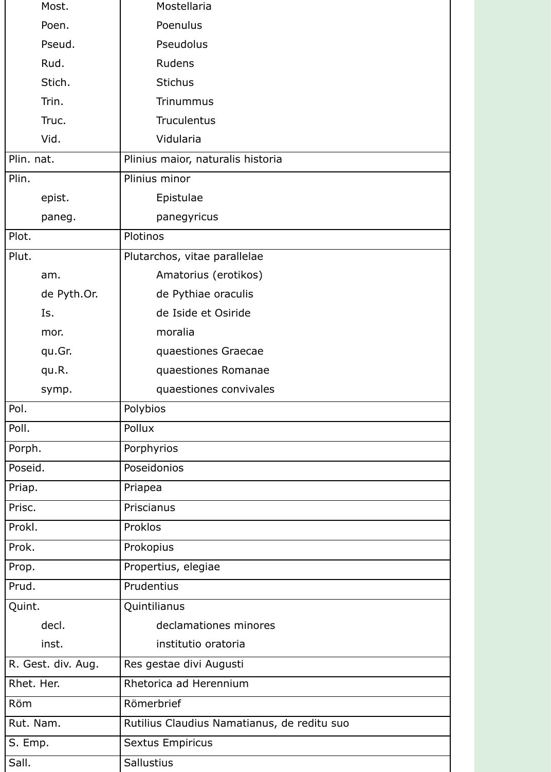| | |
|---|---|
| Most. | Mostellaria |
| Poen. | Poenulus |
| Pseud. | Pseudolus |
| Rud. | Rudens |
| Stich. | Stichus |
| Trin. | Trinummus |
| Truc. | Truculentus |
| Vid. | Vidularia |
| Plin. nat. | Plinius maior, naturalis historia |
| Plin. | Plinius minor |
| epist. | Epistulae |
| paneg. | panegyricus |
| Plot. | Plotinos |
| Plut. | Plutarchos, vitae parallelae |
| am. | Amatorius (erotikos) |
| de Pyth.Or. | de Pythiae oraculis |
| Is. | de Iside et Osiride |
| mor. | moralia |
| qu.Gr. | quaestiones Graecae |
| qu.R. | quaestiones Romanae |
| symp. | quaestiones convivales |
| Pol. | Polybios |
| Poll. | Pollux |
| Porph. | Porphyrios |
| Poseid. | Poseidonios |
| Priap. | Priapea |
| Prisc. | Priscianus |
| Prokl. | Proklos |
| Prok. | Prokopius |
| Prop. | Propertius, elegiae |
| Prud. | Prudentius |
| Quint. | Quintilianus |
| decl. | declamationes minores |
| inst. | institutio oratoria |
| R. Gest. div. Aug. | Res gestae divi Augusti |
| Rhet. Her. | Rhetorica ad Herennium |
| Röm | Römerbrief |
| Rut. Nam. | Rutilius Claudius Namatianus, de reditu suo |
| S. Emp. | Sextus Empiricus |
| Sall. | Sallustius |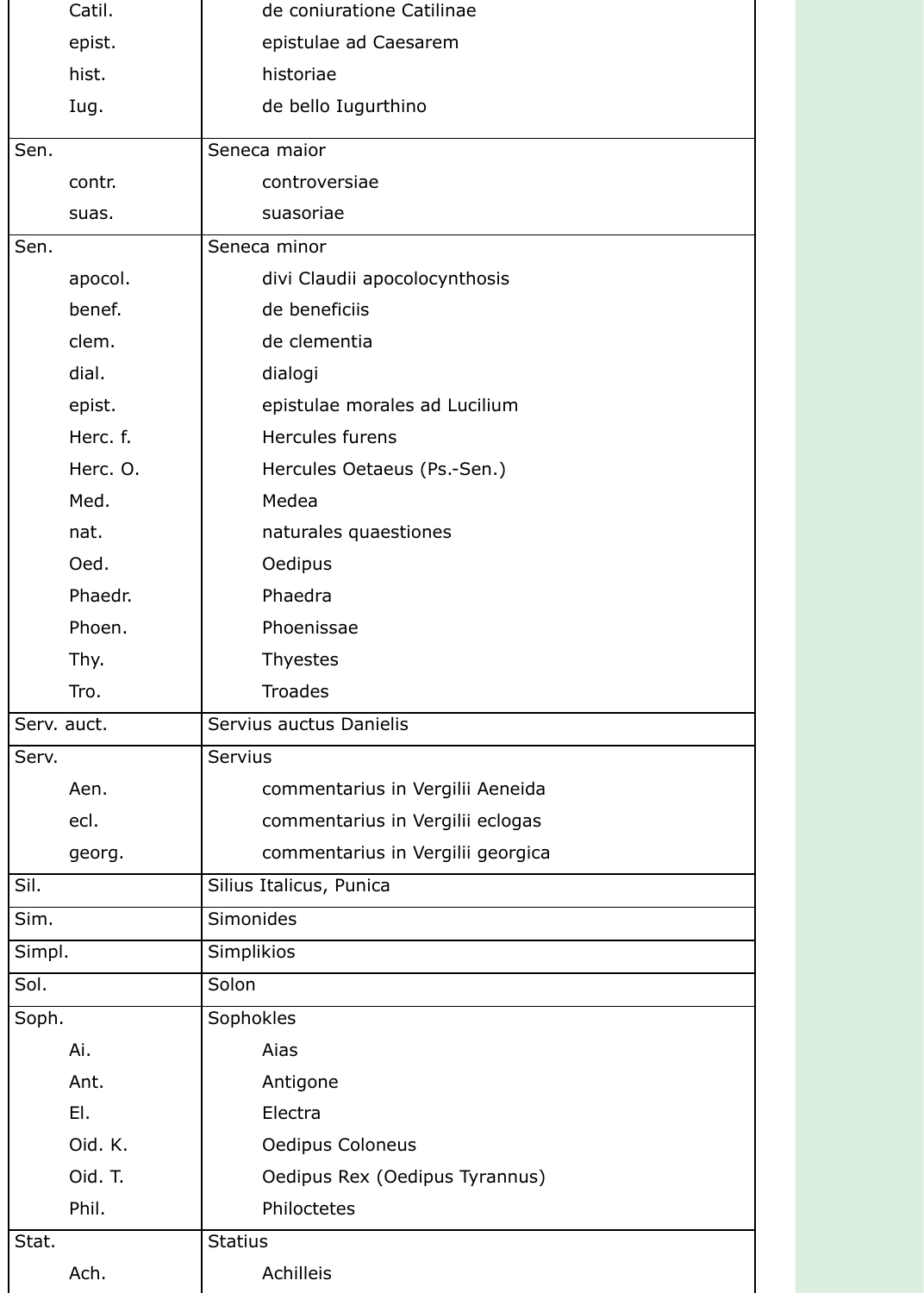| | |
|---|---|
| Catil. | de coniuratione Catilinae |
| epist. | epistulae ad Caesarem |
| hist. | historiae |
| Iug. | de bello Iugurthino |
| Sen. | Seneca maior |
| contr. | controversiae |
| suas. | suasoriae |
| Sen. | Seneca minor |
| apocol. | divi Claudii apocolocynthosis |
| benef. | de beneficiis |
| clem. | de clementia |
| dial. | dialogi |
| epist. | epistulae morales ad Lucilium |
| Herc. f. | Hercules furens |
| Herc. O. | Hercules Oetaeus (Ps.-Sen.) |
| Med. | Medea |
| nat. | naturales quaestiones |
| Oed. | Oedipus |
| Phaedr. | Phaedra |
| Phoen. | Phoenissae |
| Thy. | Thyestes |
| Tro. | Troades |
| Serv. auct. | Servius auctus Danielis |
| Serv. | Servius |
| Aen. | commentarius in Vergilii Aeneida |
| ecl. | commentarius in Vergilii eclogas |
| georg. | commentarius in Vergilii georgica |
| Sil. | Silius Italicus, Punica |
| Sim. | Simonides |
| Simpl. | Simplikios |
| Sol. | Solon |
| Soph. | Sophokles |
| Ai. | Aias |
| Ant. | Antigone |
| El. | Electra |
| Oid. K. | Oedipus Coloneus |
| Oid. T. | Oedipus Rex (Oedipus Tyrannus) |
| Phil. | Philoctetes |
| Stat. | Statius |
| Ach. | Achilleis |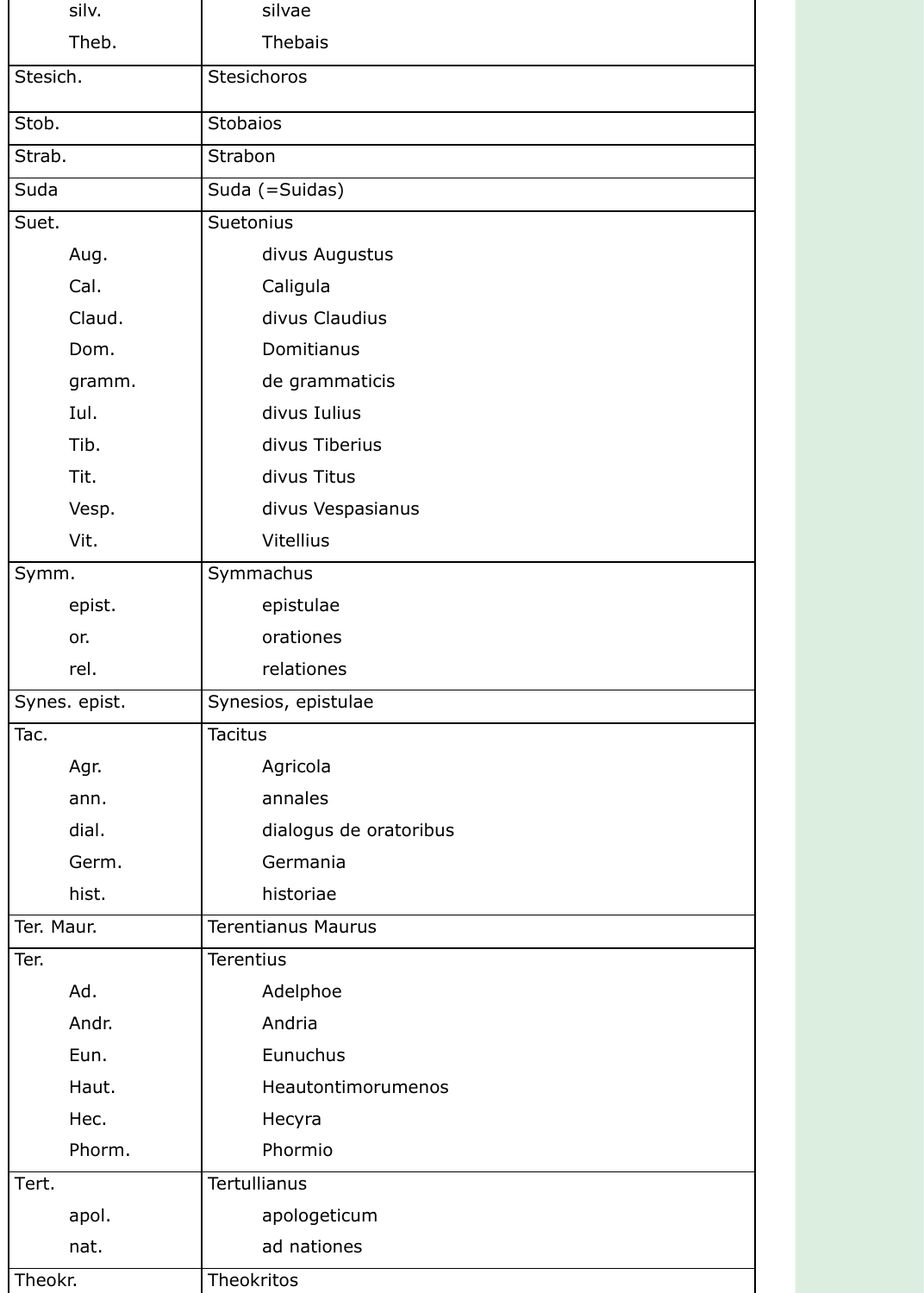| | |
|---|---|
| silv. | silvae |
| Theb. | Thebais |
| Stesich. | Stesichoros |
| Stob. | Stobaios |
| Strab. | Strabon |
| Suda | Suda (=Suidas) |
| Suet. | Suetonius |
| Aug. | divus Augustus |
| Cal. | Caligula |
| Claud. | divus Claudius |
| Dom. | Domitianus |
| gramm. | de grammaticis |
| Iul. | divus Iulius |
| Tib. | divus Tiberius |
| Tit. | divus Titus |
| Vesp. | divus Vespasianus |
| Vit. | Vitellius |
| Symm. | Symmachus |
| epist. | epistulae |
| or. | orationes |
| rel. | relationes |
| Synes. epist. | Synesios, epistulae |
| Tac. | Tacitus |
| Agr. | Agricola |
| ann. | annales |
| dial. | dialogus de oratoribus |
| Germ. | Germania |
| hist. | historiae |
| Ter. Maur. | Terentianus Maurus |
| Ter. | Terentius |
| Ad. | Adelphoe |
| Andr. | Andria |
| Eun. | Eunuchus |
| Haut. | Heautontimorumenos |
| Hec. | Hecyra |
| Phorm. | Phormio |
| Tert. | Tertullianus |
| apol. | apologeticum |
| nat. | ad nationes |
| Theokr. | Theokritos |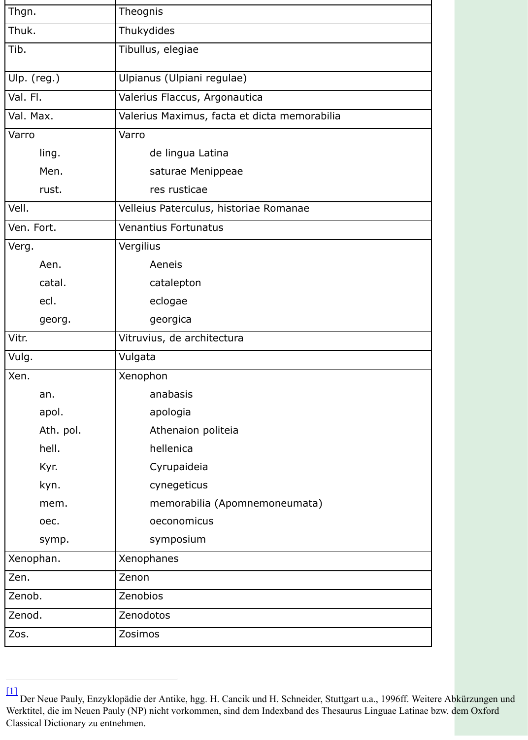| | |
|---|---|
| Thgn. | Theognis |
| Thuk. | Thukydides |
| Tib. | Tibullus, elegiae |
| Ulp. (reg.) | Ulpianus (Ulpiani regulae) |
| Val. Fl. | Valerius Flaccus, Argonautica |
| Val. Max. | Valerius Maximus, facta et dicta memorabilia |
| Varro | Varro |
| ling. | de lingua Latina |
| Men. | saturae Menippeae |
| rust. | res rusticae |
| Vell. | Velleius Paterculus, historiae Romanae |
| Ven. Fort. | Venantius Fortunatus |
| Verg. | Vergilius |
| Aen. | Aeneis |
| catal. | catalepton |
| ecl. | eclogae |
| georg. | georgica |
| Vitr. | Vitruvius, de architectura |
| Vulg. | Vulgata |
| Xen. | Xenophon |
| an. | anabasis |
| apol. | apologia |
| Ath. pol. | Athenaion politeia |
| hell. | hellenica |
| Kyr. | Cyrupaideia |
| kyn. | cynegeticus |
| mem. | memorabilia (Apomnemoneumata) |
| oec. | oeconomicus |
| symp. | symposium |
| Xenophan. | Xenophanes |
| Zen. | Zenon |
| Zenob. | Zenobios |
| Zenod. | Zenodotos |
| Zos. | Zosimos |

---

[1] Der Neue Pauly, Enzyklopädie der Antike, hgg. H. Cancik und H. Schneider, Stuttgart u.a., 1996ff. Weitere Abkürzungen und Werktitel, die im Neuen Pauly (NP) nicht vorkommen, sind dem Indexband des Thesaurus Linguae Latinae bzw. dem Oxford Classical Dictionary zu entnehmen.